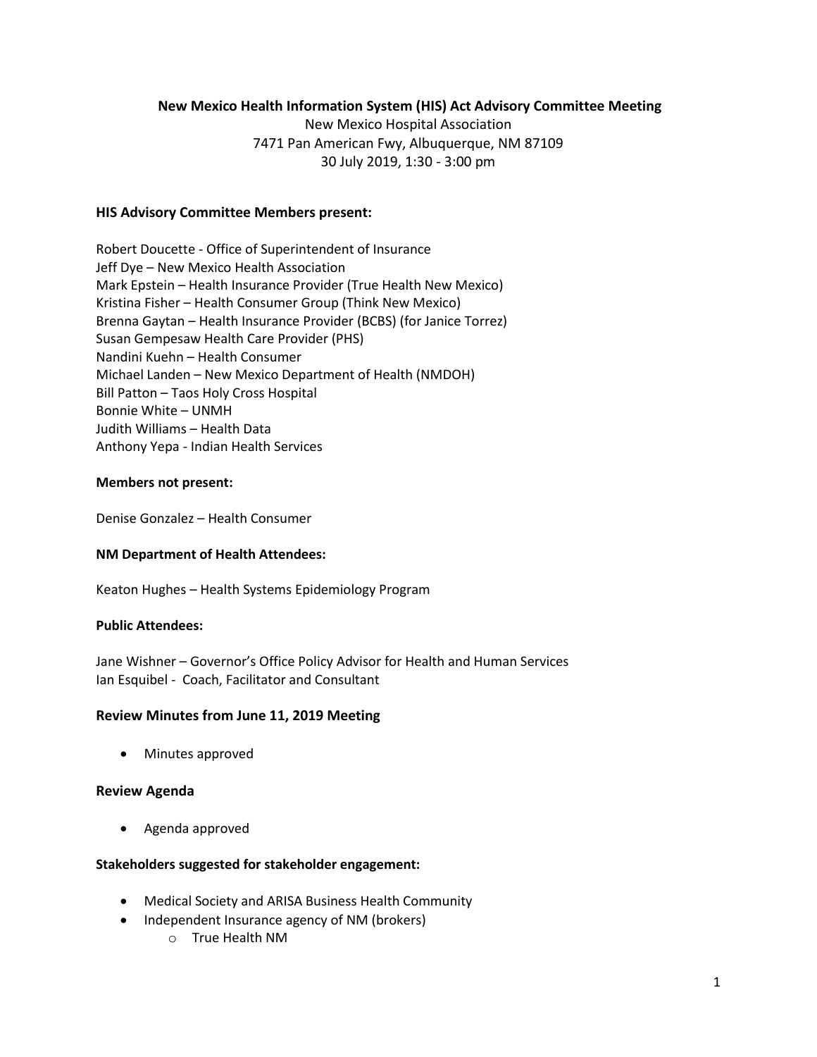**New Mexico Health Information System (HIS) Act Advisory Committee Meeting**

New Mexico Hospital Association
7471 Pan American Fwy, Albuquerque, NM 87109
30 July 2019, 1:30 - 3:00 pm

**HIS Advisory Committee Members present:**

Robert Doucette - Office of Superintendent of Insurance
Jeff Dye – New Mexico Health Association
Mark Epstein – Health Insurance Provider (True Health New Mexico)
Kristina Fisher – Health Consumer Group (Think New Mexico)
Brenna Gaytan – Health Insurance Provider (BCBS) (for Janice Torrez)
Susan Gempesaw Health Care Provider (PHS)
Nandini Kuehn – Health Consumer
Michael Landen – New Mexico Department of Health (NMDOH)
Bill Patton – Taos Holy Cross Hospital
Bonnie White – UNMH
Judith Williams – Health Data
Anthony Yepa - Indian Health Services

**Members not present:**

Denise Gonzalez – Health Consumer

**NM Department of Health Attendees:**

Keaton Hughes – Health Systems Epidemiology Program

**Public Attendees:**

Jane Wishner – Governor's Office Policy Advisor for Health and Human Services
Ian Esquibel - Coach, Facilitator and Consultant

### Review Minutes from June 11, 2019 Meeting

- Minutes approved

### Review Agenda

- Agenda approved

**Stakeholders suggested for stakeholder engagement:**

- Medical Society and ARISA Business Health Community
- Independent Insurance agency of NM (brokers)
    - True Health NM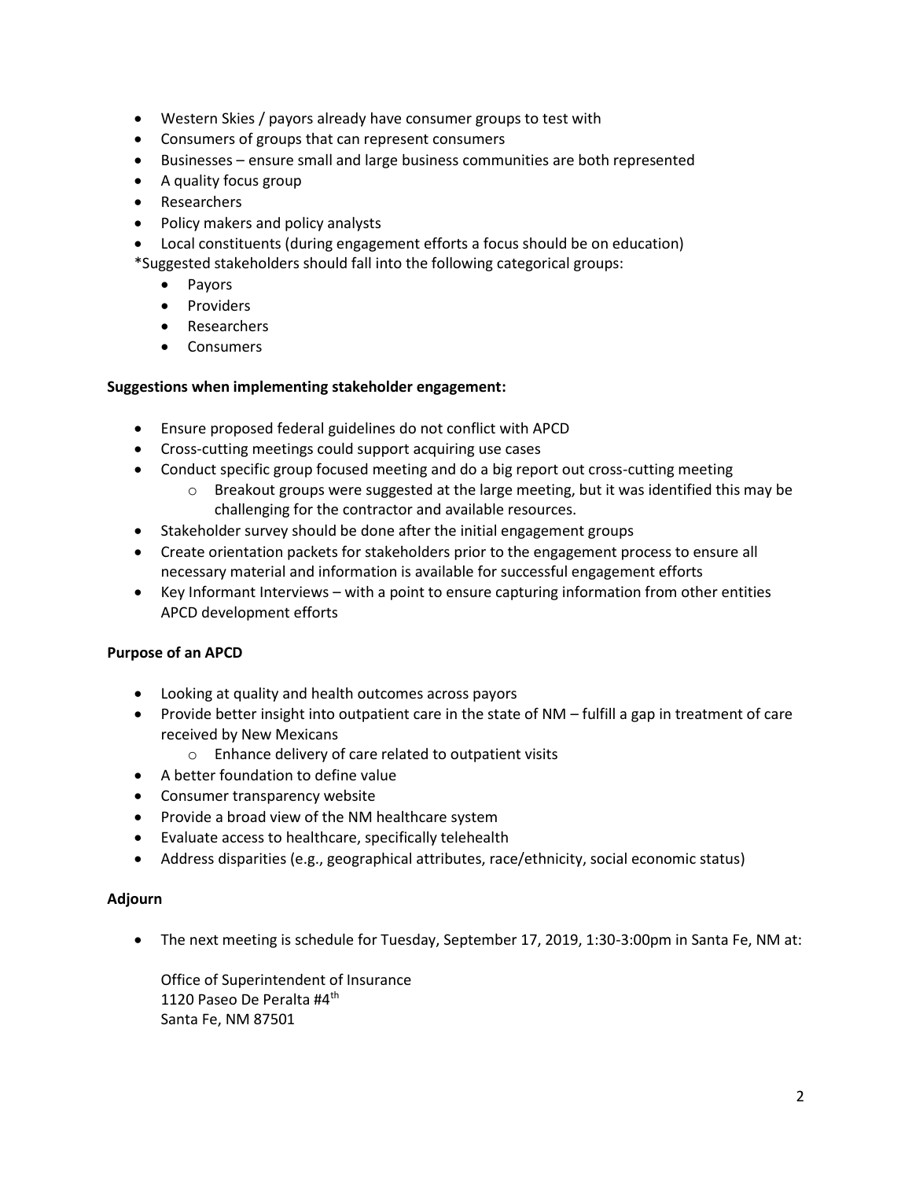- Western Skies / payors already have consumer groups to test with
- Consumers of groups that can represent consumers
- Businesses – ensure small and large business communities are both represented
- A quality focus group
- Researchers
- Policy makers and policy analysts
- Local constituents (during engagement efforts a focus should be on education)

*Suggested stakeholders should fall into the following categorical groups:

- Payors
- Providers
- Researchers
- Consumers

**Suggestions when implementing stakeholder engagement:**

- Ensure proposed federal guidelines do not conflict with APCD
- Cross-cutting meetings could support acquiring use cases
- Conduct specific group focused meeting and do a big report out cross-cutting meeting
  - Breakout groups were suggested at the large meeting, but it was identified this may be challenging for the contractor and available resources.
- Stakeholder survey should be done after the initial engagement groups
- Create orientation packets for stakeholders prior to the engagement process to ensure all necessary material and information is available for successful engagement efforts
- Key Informant Interviews – with a point to ensure capturing information from other entities APCD development efforts

**Purpose of an APCD**

- Looking at quality and health outcomes across payors
- Provide better insight into outpatient care in the state of NM – fulfill a gap in treatment of care received by New Mexicans
  - Enhance delivery of care related to outpatient visits
- A better foundation to define value
- Consumer transparency website
- Provide a broad view of the NM healthcare system
- Evaluate access to healthcare, specifically telehealth
- Address disparities (e.g., geographical attributes, race/ethnicity, social economic status)

**Adjourn**

- The next meeting is schedule for Tuesday, September 17, 2019, 1:30-3:00pm in Santa Fe, NM at:

  Office of Superintendent of Insurance
  1120 Paseo De Peralta #4th
  Santa Fe, NM 87501